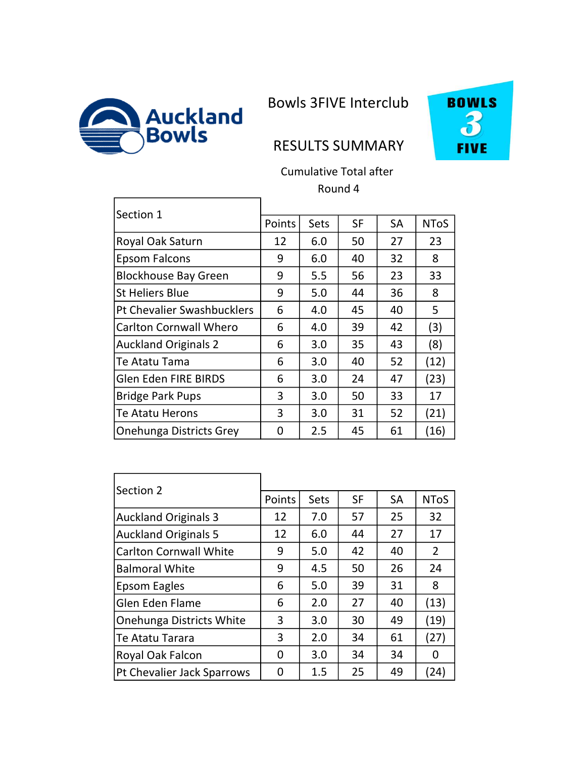Auckland Bowls

# Bowls 3FIVE Interclub

## RESULTS SUMMARY

BOWLS 3 FIVE

Cumulative Total after Round 4

| Section 1 | Points | Sets | SF | SA | NToS |
|---|---|---|---|---|---|
| Royal Oak Saturn | 12 | 6.0 | 50 | 27 | 23 |
| Epsom Falcons | 9 | 6.0 | 40 | 32 | 8 |
| Blockhouse Bay Green | 9 | 5.5 | 56 | 23 | 33 |
| St Heliers Blue | 9 | 5.0 | 44 | 36 | 8 |
| Pt Chevalier Swashbucklers | 6 | 4.0 | 45 | 40 | 5 |
| Carlton Cornwall Whero | 6 | 4.0 | 39 | 42 | (3) |
| Auckland Originals 2 | 6 | 3.0 | 35 | 43 | (8) |
| Te Atatu Tama | 6 | 3.0 | 40 | 52 | (12) |
| Glen Eden FIRE BIRDS | 6 | 3.0 | 24 | 47 | (23) |
| Bridge Park Pups | 3 | 3.0 | 50 | 33 | 17 |
| Te Atatu Herons | 3 | 3.0 | 31 | 52 | (21) |
| Onehunga Districts Grey | 0 | 2.5 | 45 | 61 | (16) |

| Section 2 | Points | Sets | SF | SA | NToS |
|---|---|---|---|---|---|
| Auckland Originals 3 | 12 | 7.0 | 57 | 25 | 32 |
| Auckland Originals 5 | 12 | 6.0 | 44 | 27 | 17 |
| Carlton Cornwall White | 9 | 5.0 | 42 | 40 | 2 |
| Balmoral White | 9 | 4.5 | 50 | 26 | 24 |
| Epsom Eagles | 6 | 5.0 | 39 | 31 | 8 |
| Glen Eden Flame | 6 | 2.0 | 27 | 40 | (13) |
| Onehunga Districts White | 3 | 3.0 | 30 | 49 | (19) |
| Te Atatu Tarara | 3 | 2.0 | 34 | 61 | (27) |
| Royal Oak Falcon | 0 | 3.0 | 34 | 34 | 0 |
| Pt Chevalier Jack Sparrows | 0 | 1.5 | 25 | 49 | (24) |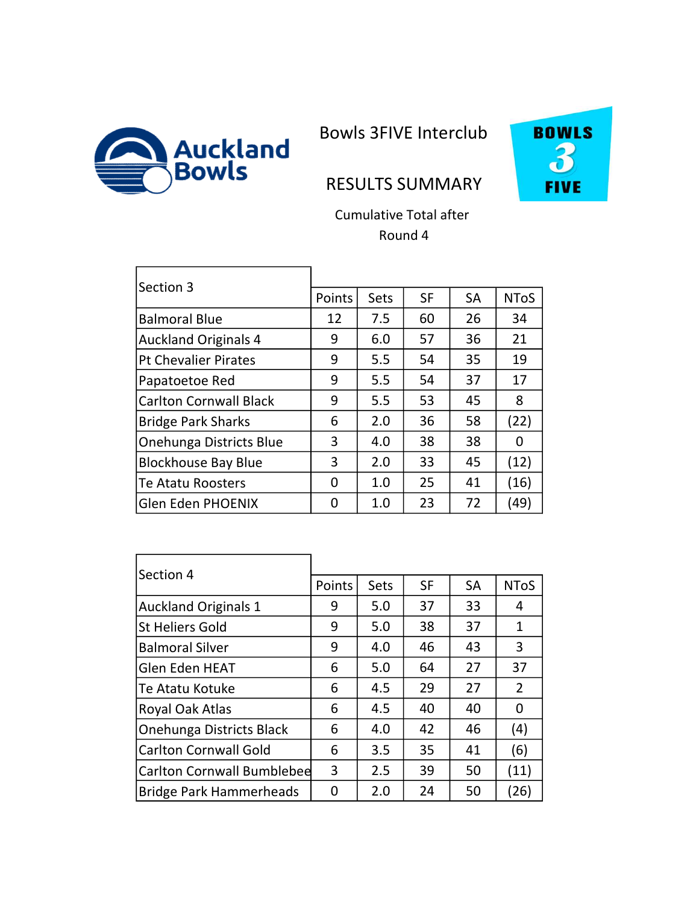Auckland Bowls

Bowls 3FIVE Interclub

RESULTS SUMMARY

BOWLS 3 FIVE

Cumulative Total after Round 4

| Section 3 | Points | Sets | SF | SA | NToS |
|---|---|---|---|---|---|
| Balmoral Blue | 12 | 7.5 | 60 | 26 | 34 |
| Auckland Originals 4 | 9 | 6.0 | 57 | 36 | 21 |
| Pt Chevalier Pirates | 9 | 5.5 | 54 | 35 | 19 |
| Papatoetoe Red | 9 | 5.5 | 54 | 37 | 17 |
| Carlton Cornwall Black | 9 | 5.5 | 53 | 45 | 8 |
| Bridge Park Sharks | 6 | 2.0 | 36 | 58 | (22) |
| Onehunga Districts Blue | 3 | 4.0 | 38 | 38 | 0 |
| Blockhouse Bay Blue | 3 | 2.0 | 33 | 45 | (12) |
| Te Atatu Roosters | 0 | 1.0 | 25 | 41 | (16) |
| Glen Eden PHOENIX | 0 | 1.0 | 23 | 72 | (49) |

| Section 4 | Points | Sets | SF | SA | NToS |
|---|---|---|---|---|---|
| Auckland Originals 1 | 9 | 5.0 | 37 | 33 | 4 |
| St Heliers Gold | 9 | 5.0 | 38 | 37 | 1 |
| Balmoral Silver | 9 | 4.0 | 46 | 43 | 3 |
| Glen Eden HEAT | 6 | 5.0 | 64 | 27 | 37 |
| Te Atatu Kotuke | 6 | 4.5 | 29 | 27 | 2 |
| Royal Oak Atlas | 6 | 4.5 | 40 | 40 | 0 |
| Onehunga Districts Black | 6 | 4.0 | 42 | 46 | (4) |
| Carlton Cornwall Gold | 6 | 3.5 | 35 | 41 | (6) |
| Carlton Cornwall Bumblebee | 3 | 2.5 | 39 | 50 | (11) |
| Bridge Park Hammerheads | 0 | 2.0 | 24 | 50 | (26) |